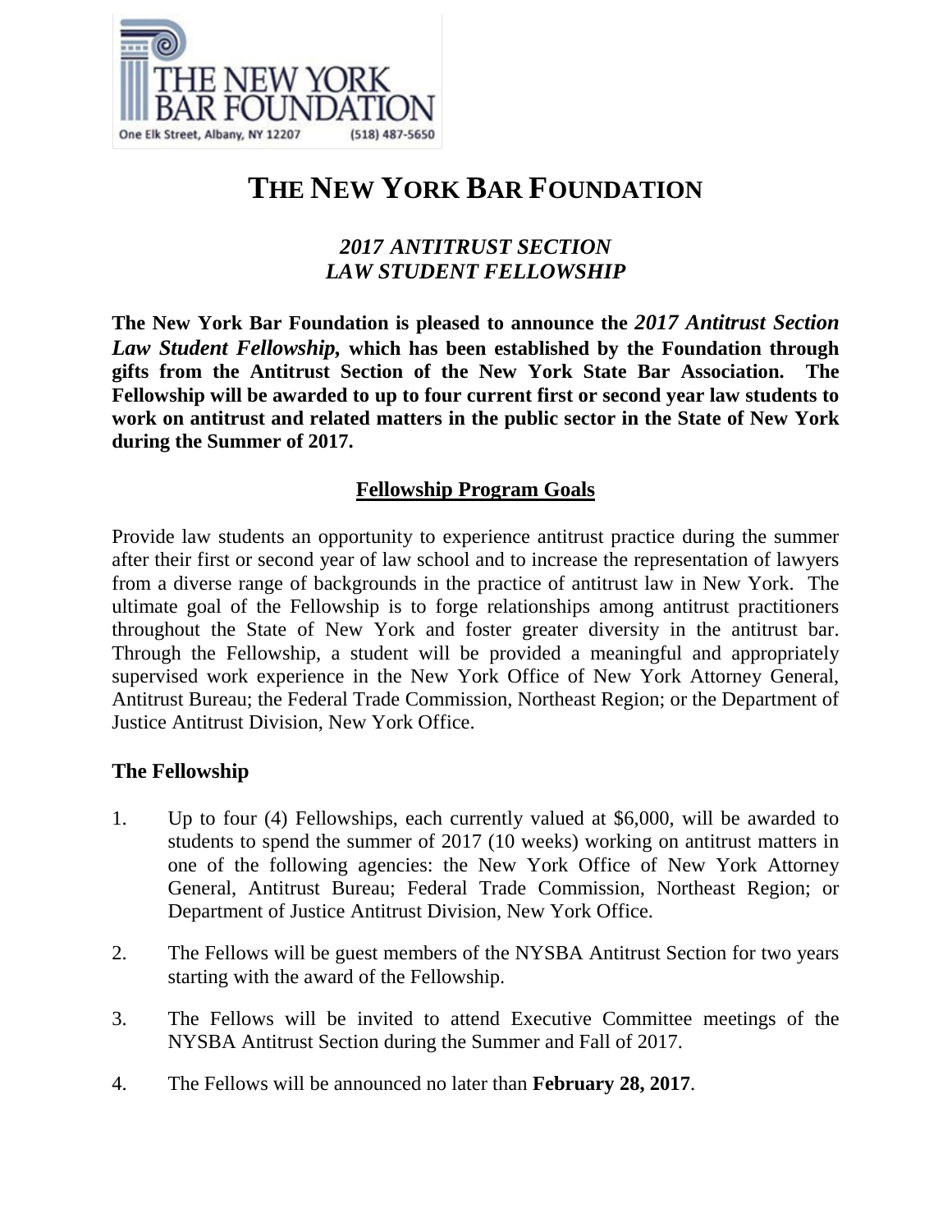THE NEW YORK BAR FOUNDATION

One Elk Street, Albany, NY 12207 (518) 487-5650

# THE NEW YORK BAR FOUNDATION

## *2017 ANTITRUST SECTION LAW STUDENT FELLOWSHIP*

**The New York Bar Foundation is pleased to announce the *2017 Antitrust Section Law Student Fellowship,* which has been established by the Foundation through gifts from the Antitrust Section of the New York State Bar Association. The Fellowship will be awarded to up to four current first or second year law students to work on antitrust and related matters in the public sector in the State of New York during the Summer of 2017.**

### Fellowship Program Goals

Provide law students an opportunity to experience antitrust practice during the summer after their first or second year of law school and to increase the representation of lawyers from a diverse range of backgrounds in the practice of antitrust law in New York. The ultimate goal of the Fellowship is to forge relationships among antitrust practitioners throughout the State of New York and foster greater diversity in the antitrust bar. Through the Fellowship, a student will be provided a meaningful and appropriately supervised work experience in the New York Office of New York Attorney General, Antitrust Bureau; the Federal Trade Commission, Northeast Region; or the Department of Justice Antitrust Division, New York Office.

### The Fellowship

1. Up to four (4) Fellowships, each currently valued at $6,000, will be awarded to students to spend the summer of 2017 (10 weeks) working on antitrust matters in one of the following agencies: the New York Office of New York Attorney General, Antitrust Bureau; Federal Trade Commission, Northeast Region; or Department of Justice Antitrust Division, New York Office.

2. The Fellows will be guest members of the NYSBA Antitrust Section for two years starting with the award of the Fellowship.

3. The Fellows will be invited to attend Executive Committee meetings of the NYSBA Antitrust Section during the Summer and Fall of 2017.

4. The Fellows will be announced no later than **February 28, 2017**.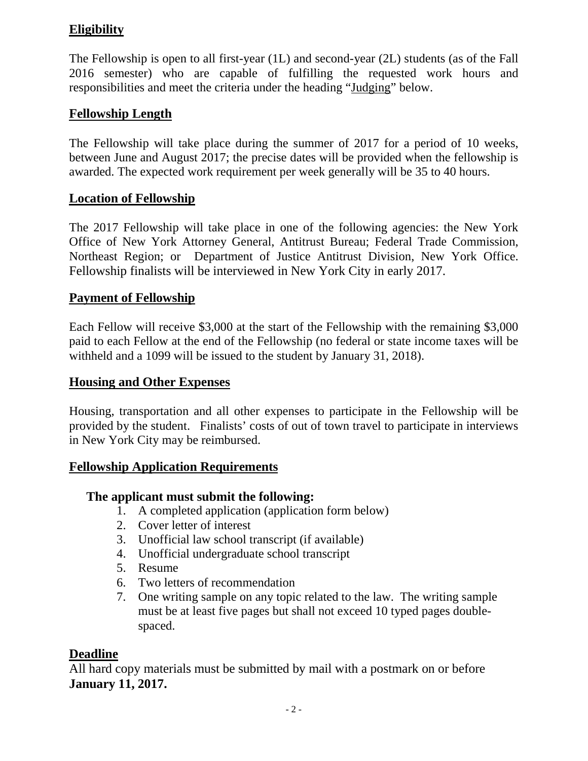## Eligibility

The Fellowship is open to all first-year (1L) and second-year (2L) students (as of the Fall 2016 semester) who are capable of fulfilling the requested work hours and responsibilities and meet the criteria under the heading "Judging" below.

## Fellowship Length

The Fellowship will take place during the summer of 2017 for a period of 10 weeks, between June and August 2017; the precise dates will be provided when the fellowship is awarded. The expected work requirement per week generally will be 35 to 40 hours.

## Location of Fellowship

The 2017 Fellowship will take place in one of the following agencies: the New York Office of New York Attorney General, Antitrust Bureau; Federal Trade Commission, Northeast Region; or Department of Justice Antitrust Division, New York Office. Fellowship finalists will be interviewed in New York City in early 2017.

## Payment of Fellowship

Each Fellow will receive $3,000 at the start of the Fellowship with the remaining $3,000 paid to each Fellow at the end of the Fellowship (no federal or state income taxes will be withheld and a 1099 will be issued to the student by January 31, 2018).

## Housing and Other Expenses

Housing, transportation and all other expenses to participate in the Fellowship will be provided by the student. Finalists' costs of out of town travel to participate in interviews in New York City may be reimbursed.

## Fellowship Application Requirements

**The applicant must submit the following:**

1. A completed application (application form below)
2. Cover letter of interest
3. Unofficial law school transcript (if available)
4. Unofficial undergraduate school transcript
5. Resume
6. Two letters of recommendation
7. One writing sample on any topic related to the law. The writing sample must be at least five pages but shall not exceed 10 typed pages double-spaced.

## Deadline

All hard copy materials must be submitted by mail with a postmark on or before **January 11, 2017.**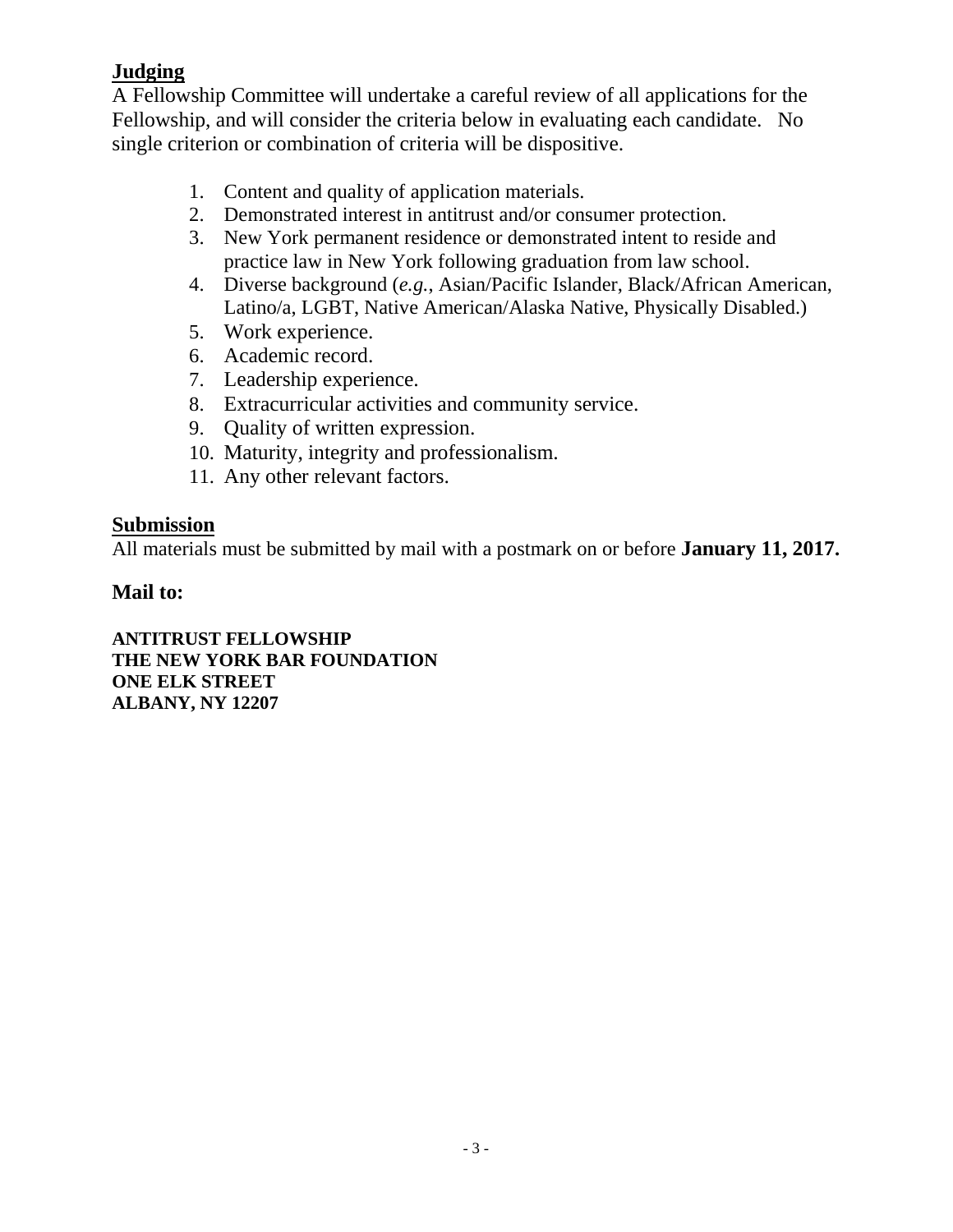## Judging

A Fellowship Committee will undertake a careful review of all applications for the Fellowship, and will consider the criteria below in evaluating each candidate. No single criterion or combination of criteria will be dispositive.

1. Content and quality of application materials.
2. Demonstrated interest in antitrust and/or consumer protection.
3. New York permanent residence or demonstrated intent to reside and practice law in New York following graduation from law school.
4. Diverse background (*e.g.*, Asian/Pacific Islander, Black/African American, Latino/a, LGBT, Native American/Alaska Native, Physically Disabled.)
5. Work experience.
6. Academic record.
7. Leadership experience.
8. Extracurricular activities and community service.
9. Quality of written expression.
10. Maturity, integrity and professionalism.
11. Any other relevant factors.

## Submission

All materials must be submitted by mail with a postmark on or before **January 11, 2017.**

**Mail to:**

**ANTITRUST FELLOWSHIP**
**THE NEW YORK BAR FOUNDATION**
**ONE ELK STREET**
**ALBANY, NY 12207**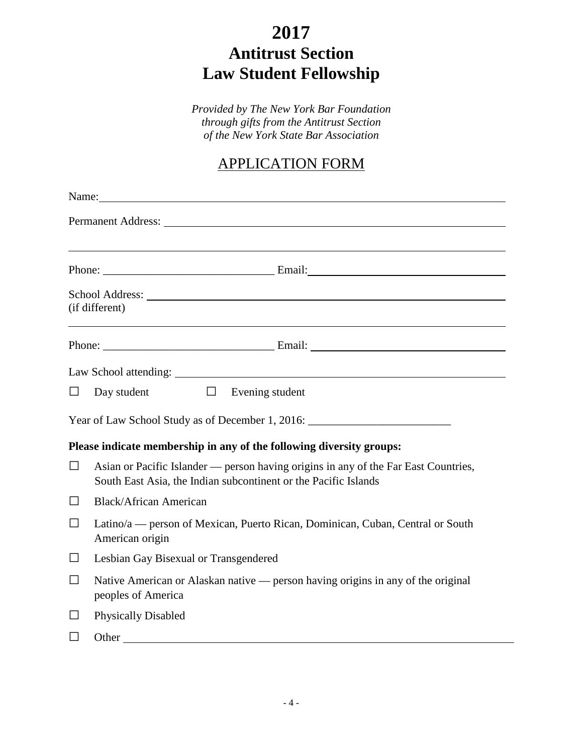# 2017
# Antitrust Section
# Law Student Fellowship

*Provided by The New York Bar Foundation*
*through gifts from the Antitrust Section*
*of the New York State Bar Association*

## APPLICATION FORM

Name: ______________________________________________________________

Permanent Address: ______________________________________________________

______________________________________________________________

Phone: ______________________________ Email: ______________________________

School Address: ______________________________________________________
(if different)

______________________________________________________________

Phone: ______________________________ Email: ______________________________

Law School attending: ______________________________________________________

☐ Day student ☐ Evening student

Year of Law School Study as of December 1, 2016: ________________________

**Please indicate membership in any of the following diversity groups:**

☐ Asian or Pacific Islander — person having origins in any of the Far East Countries, South East Asia, the Indian subcontinent or the Pacific Islands

☐ Black/African American

☐ Latino/a — person of Mexican, Puerto Rican, Dominican, Cuban, Central or South American origin

☐ Lesbian Gay Bisexual or Transgendered

☐ Native American or Alaskan native — person having origins in any of the original peoples of America

☐ Physically Disabled

☐ Other ______________________________________________________________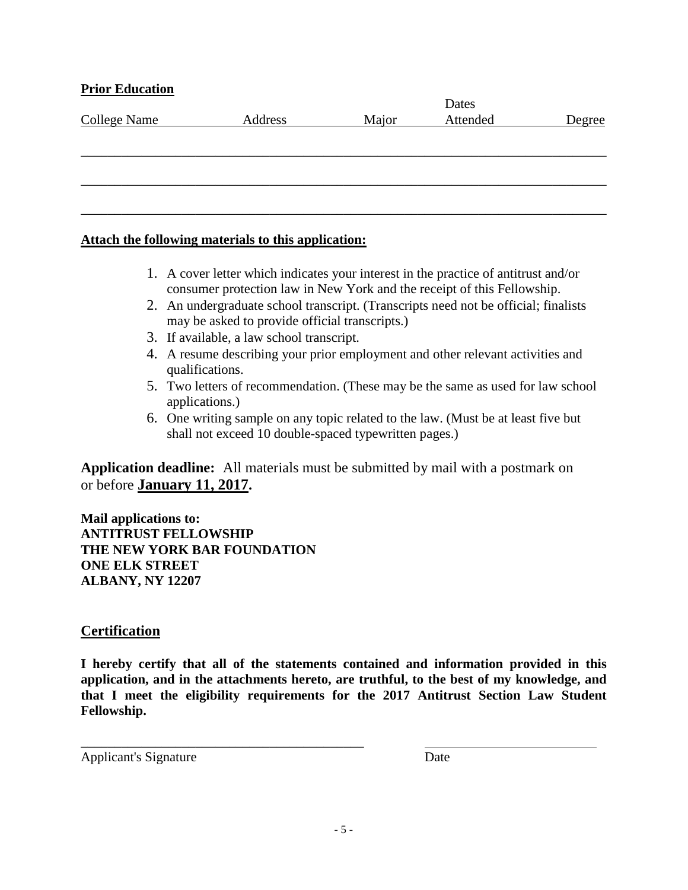**Prior Education**

| College Name | Address | Major | Dates Attended | Degree |
| --- | --- | --- | --- | --- |
| | | | | |
| | | | | |
| | | | | |

**Attach the following materials to this application:**

1. A cover letter which indicates your interest in the practice of antitrust and/or consumer protection law in New York and the receipt of this Fellowship.
2. An undergraduate school transcript. (Transcripts need not be official; finalists may be asked to provide official transcripts.)
3. If available, a law school transcript.
4. A resume describing your prior employment and other relevant activities and qualifications.
5. Two letters of recommendation. (These may be the same as used for law school applications.)
6. One writing sample on any topic related to the law. (Must be at least five but shall not exceed 10 double-spaced typewritten pages.)

**Application deadline:** All materials must be submitted by mail with a postmark on or before **January 11, 2017.**

**Mail applications to:**
**ANTITRUST FELLOWSHIP**
**THE NEW YORK BAR FOUNDATION**
**ONE ELK STREET**
**ALBANY, NY 12207**

## Certification

**I hereby certify that all of the statements contained and information provided in this application, and in the attachments hereto, are truthful, to the best of my knowledge, and that I meet the eligibility requirements for the 2017 Antitrust Section Law Student Fellowship.**

\_\_\_\_\_\_\_\_\_\_\_\_\_\_\_\_\_\_\_\_\_\_\_\_\_\_\_\_\_\_\_\_\_\_\_\_\_\_\_\_ \_\_\_\_\_\_\_\_\_\_\_\_\_\_\_\_\_\_\_\_\_\_\_\_
Applicant's Signature Date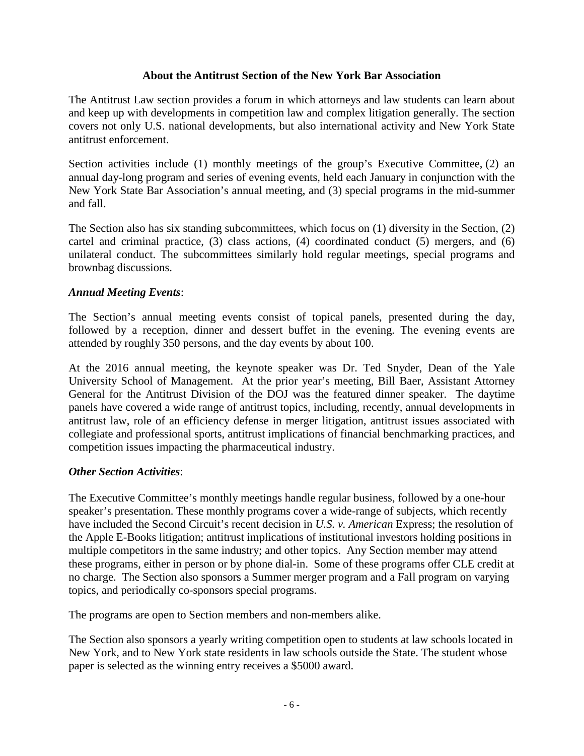**About the Antitrust Section of the New York Bar Association**

The Antitrust Law section provides a forum in which attorneys and law students can learn about and keep up with developments in competition law and complex litigation generally. The section covers not only U.S. national developments, but also international activity and New York State antitrust enforcement.

Section activities include (1) monthly meetings of the group's Executive Committee, (2) an annual day-long program and series of evening events, held each January in conjunction with the New York State Bar Association's annual meeting, and (3) special programs in the mid-summer and fall.

The Section also has six standing subcommittees, which focus on (1) diversity in the Section, (2) cartel and criminal practice, (3) class actions, (4) coordinated conduct (5) mergers, and (6) unilateral conduct. The subcommittees similarly hold regular meetings, special programs and brownbag discussions.

***Annual Meeting Events***:

The Section's annual meeting events consist of topical panels, presented during the day, followed by a reception, dinner and dessert buffet in the evening. The evening events are attended by roughly 350 persons, and the day events by about 100.

At the 2016 annual meeting, the keynote speaker was Dr. Ted Snyder, Dean of the Yale University School of Management. At the prior year's meeting, Bill Baer, Assistant Attorney General for the Antitrust Division of the DOJ was the featured dinner speaker. The daytime panels have covered a wide range of antitrust topics, including, recently, annual developments in antitrust law, role of an efficiency defense in merger litigation, antitrust issues associated with collegiate and professional sports, antitrust implications of financial benchmarking practices, and competition issues impacting the pharmaceutical industry.

***Other Section Activities***:

The Executive Committee's monthly meetings handle regular business, followed by a one-hour speaker's presentation. These monthly programs cover a wide-range of subjects, which recently have included the Second Circuit's recent decision in *U.S. v. American* Express; the resolution of the Apple E-Books litigation; antitrust implications of institutional investors holding positions in multiple competitors in the same industry; and other topics. Any Section member may attend these programs, either in person or by phone dial-in. Some of these programs offer CLE credit at no charge. The Section also sponsors a Summer merger program and a Fall program on varying topics, and periodically co-sponsors special programs.

The programs are open to Section members and non-members alike.

The Section also sponsors a yearly writing competition open to students at law schools located in New York, and to New York state residents in law schools outside the State. The student whose paper is selected as the winning entry receives a $5000 award.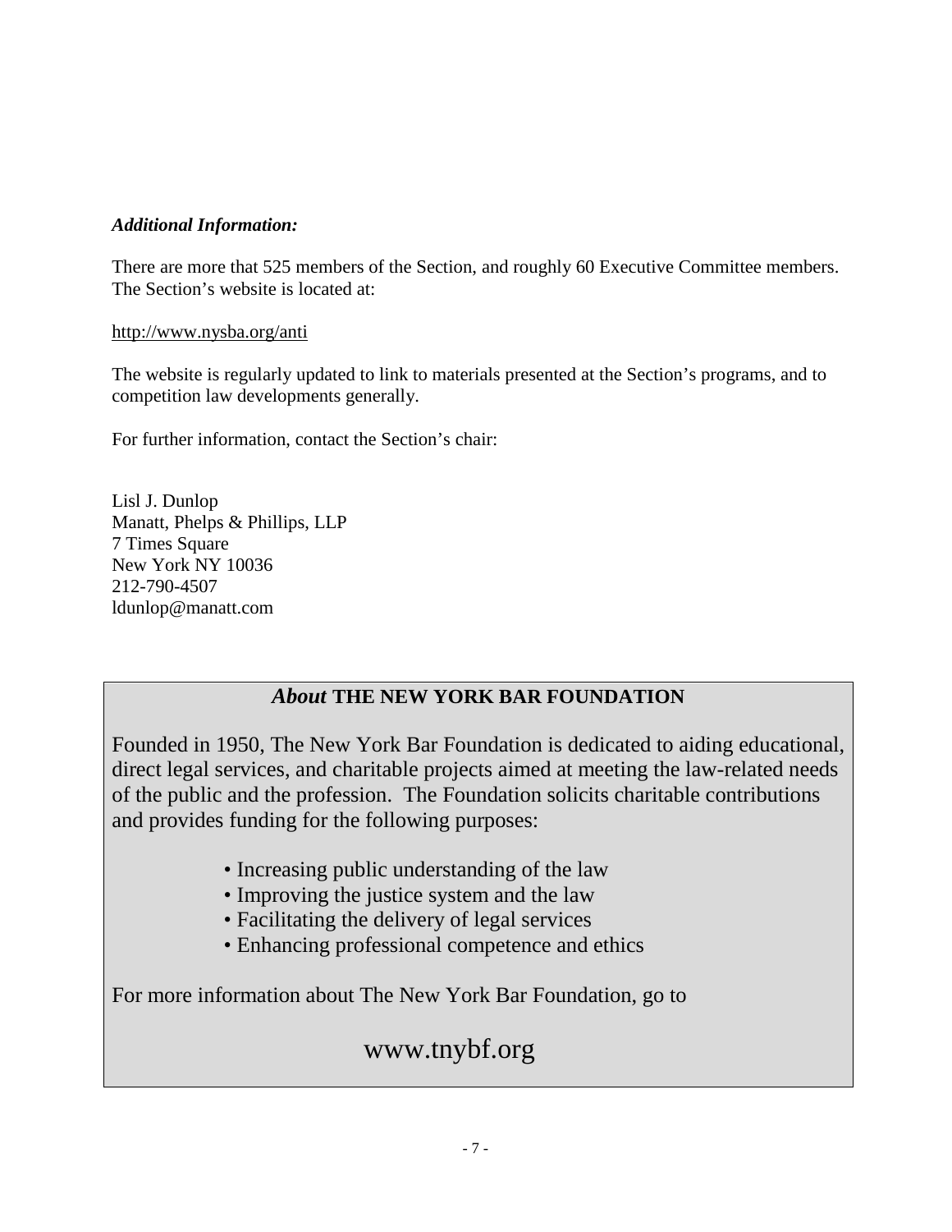***Additional Information:***

There are more that 525 members of the Section, and roughly 60 Executive Committee members. The Section's website is located at:

http://www.nysba.org/anti

The website is regularly updated to link to materials presented at the Section's programs, and to competition law developments generally.

For further information, contact the Section's chair:

Lisl J. Dunlop
Manatt, Phelps & Phillips, LLP
7 Times Square
New York NY 10036
212-790-4507
ldunlop@manatt.com

## *About* THE NEW YORK BAR FOUNDATION

Founded in 1950, The New York Bar Foundation is dedicated to aiding educational, direct legal services, and charitable projects aimed at meeting the law-related needs of the public and the profession. The Foundation solicits charitable contributions and provides funding for the following purposes:

- Increasing public understanding of the law
- Improving the justice system and the law
- Facilitating the delivery of legal services
- Enhancing professional competence and ethics

For more information about The New York Bar Foundation, go to

www.tnybf.org